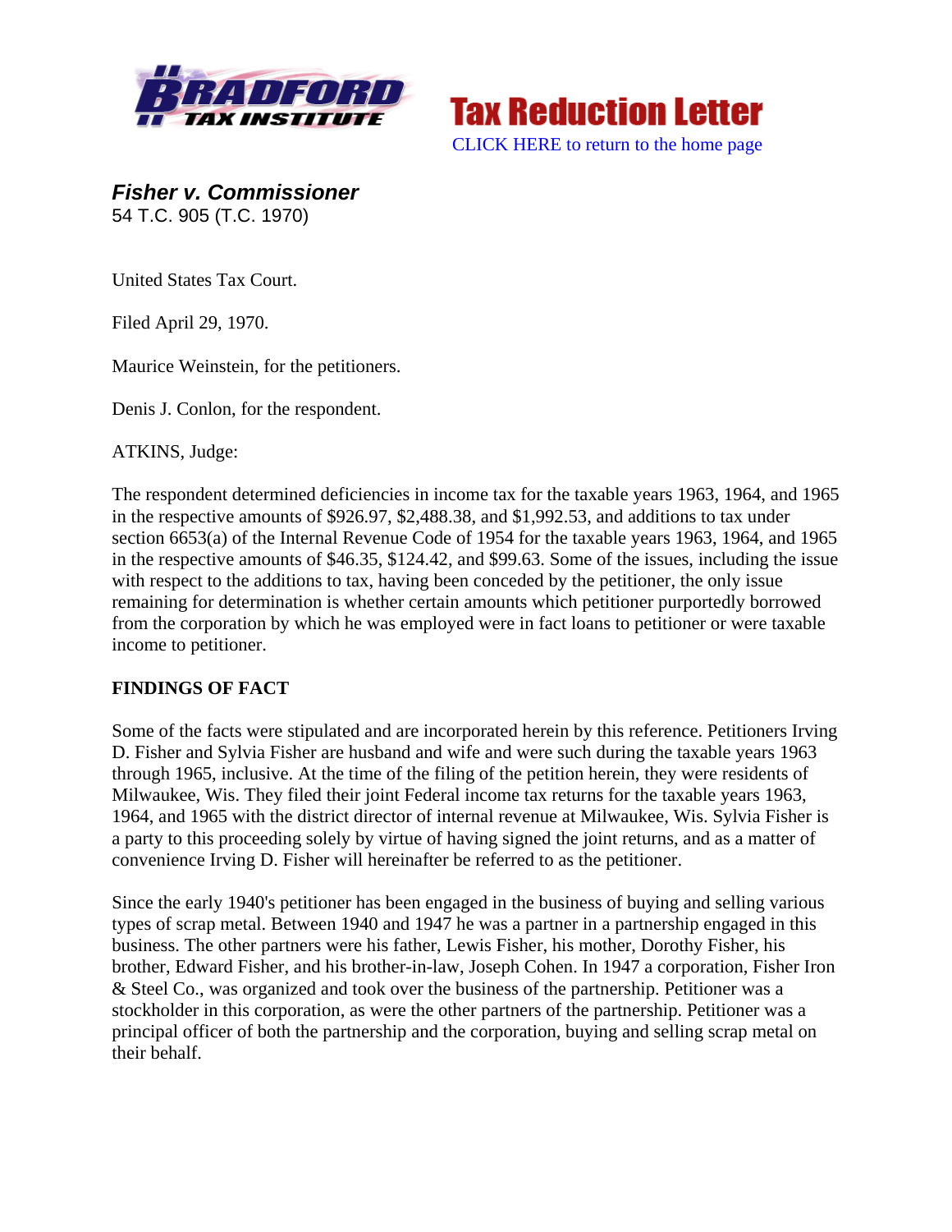# Fisher v. Commissioner

54 T.C. 905 (T.C. 1970)

United States Tax Court.

Filed April 29, 1970.

Maurice Weinstein, for the petitioners.

Denis J. Conlon, for the respondent.

ATKINS, Judge:

The respondent determined deficiencies in income tax for the taxable years 1963, 1964, and 1965 in the respective amounts of $926.97, $2,488.38, and $1,992.53, and additions to tax under section 6653(a) of the Internal Revenue Code of 1954 for the taxable years 1963, 1964, and 1965 in the respective amounts of $46.35, $124.42, and $99.63. Some of the issues, including the issue with respect to the additions to tax, having been conceded by the petitioner, the only issue remaining for determination is whether certain amounts which petitioner purportedly borrowed from the corporation by which he was employed were in fact loans to petitioner or were taxable income to petitioner.

## FINDINGS OF FACT

Some of the facts were stipulated and are incorporated herein by this reference. Petitioners Irving D. Fisher and Sylvia Fisher are husband and wife and were such during the taxable years 1963 through 1965, inclusive. At the time of the filing of the petition herein, they were residents of Milwaukee, Wis. They filed their joint Federal income tax returns for the taxable years 1963, 1964, and 1965 with the district director of internal revenue at Milwaukee, Wis. Sylvia Fisher is a party to this proceeding solely by virtue of having signed the joint returns, and as a matter of convenience Irving D. Fisher will hereinafter be referred to as the petitioner.

Since the early 1940's petitioner has been engaged in the business of buying and selling various types of scrap metal. Between 1940 and 1947 he was a partner in a partnership engaged in this business. The other partners were his father, Lewis Fisher, his mother, Dorothy Fisher, his brother, Edward Fisher, and his brother-in-law, Joseph Cohen. In 1947 a corporation, Fisher Iron & Steel Co., was organized and took over the business of the partnership. Petitioner was a stockholder in this corporation, as were the other partners of the partnership. Petitioner was a principal officer of both the partnership and the corporation, buying and selling scrap metal on their behalf.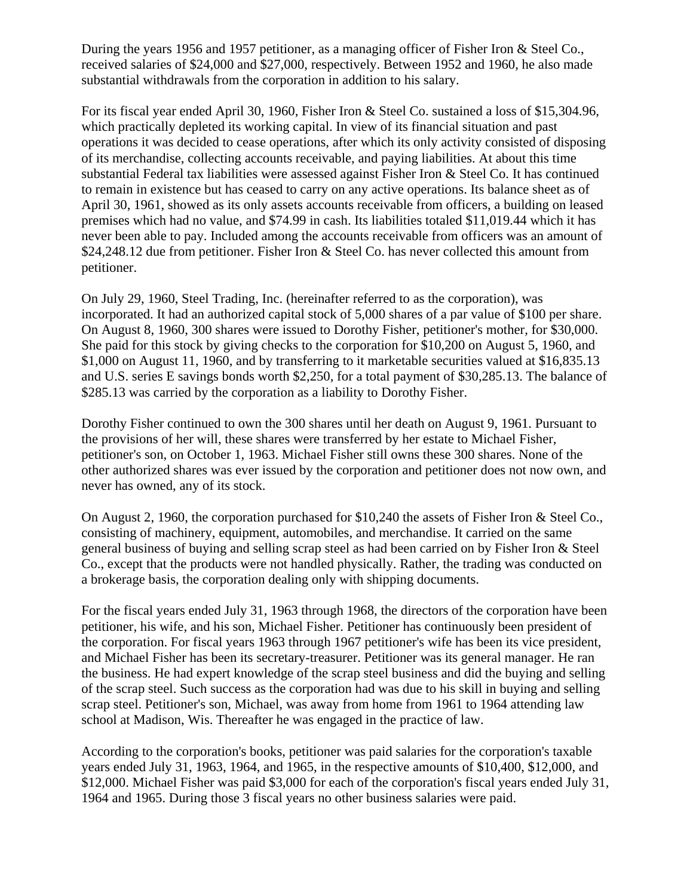During the years 1956 and 1957 petitioner, as a managing officer of Fisher Iron & Steel Co., received salaries of $24,000 and $27,000, respectively. Between 1952 and 1960, he also made substantial withdrawals from the corporation in addition to his salary.

For its fiscal year ended April 30, 1960, Fisher Iron & Steel Co. sustained a loss of $15,304.96, which practically depleted its working capital. In view of its financial situation and past operations it was decided to cease operations, after which its only activity consisted of disposing of its merchandise, collecting accounts receivable, and paying liabilities. At about this time substantial Federal tax liabilities were assessed against Fisher Iron & Steel Co. It has continued to remain in existence but has ceased to carry on any active operations. Its balance sheet as of April 30, 1961, showed as its only assets accounts receivable from officers, a building on leased premises which had no value, and $74.99 in cash. Its liabilities totaled $11,019.44 which it has never been able to pay. Included among the accounts receivable from officers was an amount of $24,248.12 due from petitioner. Fisher Iron & Steel Co. has never collected this amount from petitioner.

On July 29, 1960, Steel Trading, Inc. (hereinafter referred to as the corporation), was incorporated. It had an authorized capital stock of 5,000 shares of a par value of $100 per share. On August 8, 1960, 300 shares were issued to Dorothy Fisher, petitioner's mother, for $30,000. She paid for this stock by giving checks to the corporation for $10,200 on August 5, 1960, and $1,000 on August 11, 1960, and by transferring to it marketable securities valued at $16,835.13 and U.S. series E savings bonds worth $2,250, for a total payment of $30,285.13. The balance of $285.13 was carried by the corporation as a liability to Dorothy Fisher.

Dorothy Fisher continued to own the 300 shares until her death on August 9, 1961. Pursuant to the provisions of her will, these shares were transferred by her estate to Michael Fisher, petitioner's son, on October 1, 1963. Michael Fisher still owns these 300 shares. None of the other authorized shares was ever issued by the corporation and petitioner does not now own, and never has owned, any of its stock.

On August 2, 1960, the corporation purchased for $10,240 the assets of Fisher Iron & Steel Co., consisting of machinery, equipment, automobiles, and merchandise. It carried on the same general business of buying and selling scrap steel as had been carried on by Fisher Iron & Steel Co., except that the products were not handled physically. Rather, the trading was conducted on a brokerage basis, the corporation dealing only with shipping documents.

For the fiscal years ended July 31, 1963 through 1968, the directors of the corporation have been petitioner, his wife, and his son, Michael Fisher. Petitioner has continuously been president of the corporation. For fiscal years 1963 through 1967 petitioner's wife has been its vice president, and Michael Fisher has been its secretary-treasurer. Petitioner was its general manager. He ran the business. He had expert knowledge of the scrap steel business and did the buying and selling of the scrap steel. Such success as the corporation had was due to his skill in buying and selling scrap steel. Petitioner's son, Michael, was away from home from 1961 to 1964 attending law school at Madison, Wis. Thereafter he was engaged in the practice of law.

According to the corporation's books, petitioner was paid salaries for the corporation's taxable years ended July 31, 1963, 1964, and 1965, in the respective amounts of $10,400, $12,000, and $12,000. Michael Fisher was paid $3,000 for each of the corporation's fiscal years ended July 31, 1964 and 1965. During those 3 fiscal years no other business salaries were paid.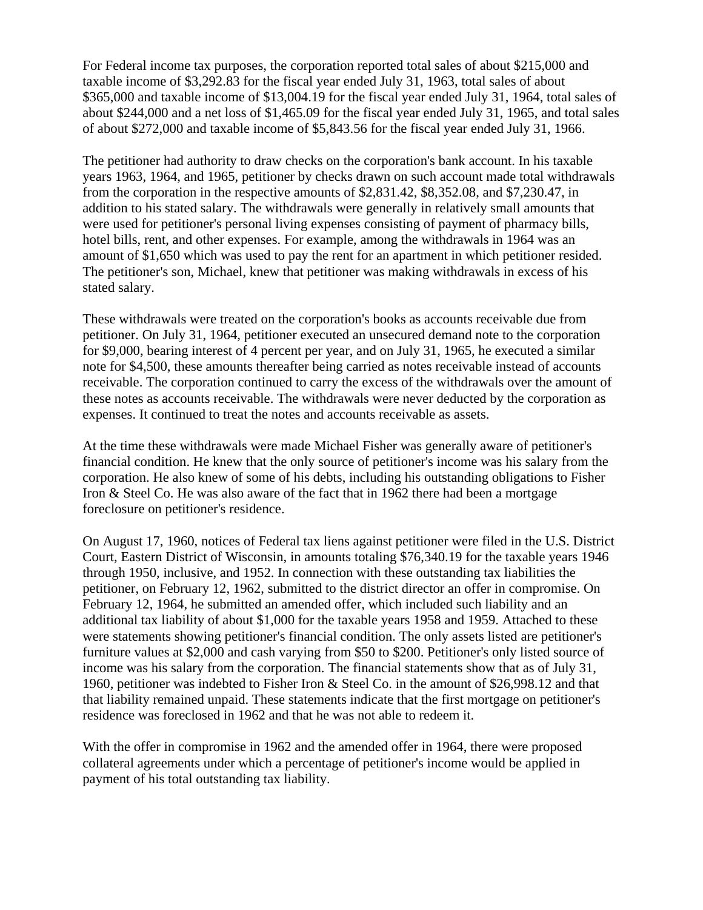For Federal income tax purposes, the corporation reported total sales of about $215,000 and taxable income of $3,292.83 for the fiscal year ended July 31, 1963, total sales of about $365,000 and taxable income of $13,004.19 for the fiscal year ended July 31, 1964, total sales of about $244,000 and a net loss of $1,465.09 for the fiscal year ended July 31, 1965, and total sales of about $272,000 and taxable income of $5,843.56 for the fiscal year ended July 31, 1966.

The petitioner had authority to draw checks on the corporation's bank account. In his taxable years 1963, 1964, and 1965, petitioner by checks drawn on such account made total withdrawals from the corporation in the respective amounts of $2,831.42, $8,352.08, and $7,230.47, in addition to his stated salary. The withdrawals were generally in relatively small amounts that were used for petitioner's personal living expenses consisting of payment of pharmacy bills, hotel bills, rent, and other expenses. For example, among the withdrawals in 1964 was an amount of $1,650 which was used to pay the rent for an apartment in which petitioner resided. The petitioner's son, Michael, knew that petitioner was making withdrawals in excess of his stated salary.

These withdrawals were treated on the corporation's books as accounts receivable due from petitioner. On July 31, 1964, petitioner executed an unsecured demand note to the corporation for $9,000, bearing interest of 4 percent per year, and on July 31, 1965, he executed a similar note for $4,500, these amounts thereafter being carried as notes receivable instead of accounts receivable. The corporation continued to carry the excess of the withdrawals over the amount of these notes as accounts receivable. The withdrawals were never deducted by the corporation as expenses. It continued to treat the notes and accounts receivable as assets.

At the time these withdrawals were made Michael Fisher was generally aware of petitioner's financial condition. He knew that the only source of petitioner's income was his salary from the corporation. He also knew of some of his debts, including his outstanding obligations to Fisher Iron & Steel Co. He was also aware of the fact that in 1962 there had been a mortgage foreclosure on petitioner's residence.

On August 17, 1960, notices of Federal tax liens against petitioner were filed in the U.S. District Court, Eastern District of Wisconsin, in amounts totaling $76,340.19 for the taxable years 1946 through 1950, inclusive, and 1952. In connection with these outstanding tax liabilities the petitioner, on February 12, 1962, submitted to the district director an offer in compromise. On February 12, 1964, he submitted an amended offer, which included such liability and an additional tax liability of about $1,000 for the taxable years 1958 and 1959. Attached to these were statements showing petitioner's financial condition. The only assets listed are petitioner's furniture values at $2,000 and cash varying from $50 to $200. Petitioner's only listed source of income was his salary from the corporation. The financial statements show that as of July 31, 1960, petitioner was indebted to Fisher Iron & Steel Co. in the amount of $26,998.12 and that that liability remained unpaid. These statements indicate that the first mortgage on petitioner's residence was foreclosed in 1962 and that he was not able to redeem it.

With the offer in compromise in 1962 and the amended offer in 1964, there were proposed collateral agreements under which a percentage of petitioner's income would be applied in payment of his total outstanding tax liability.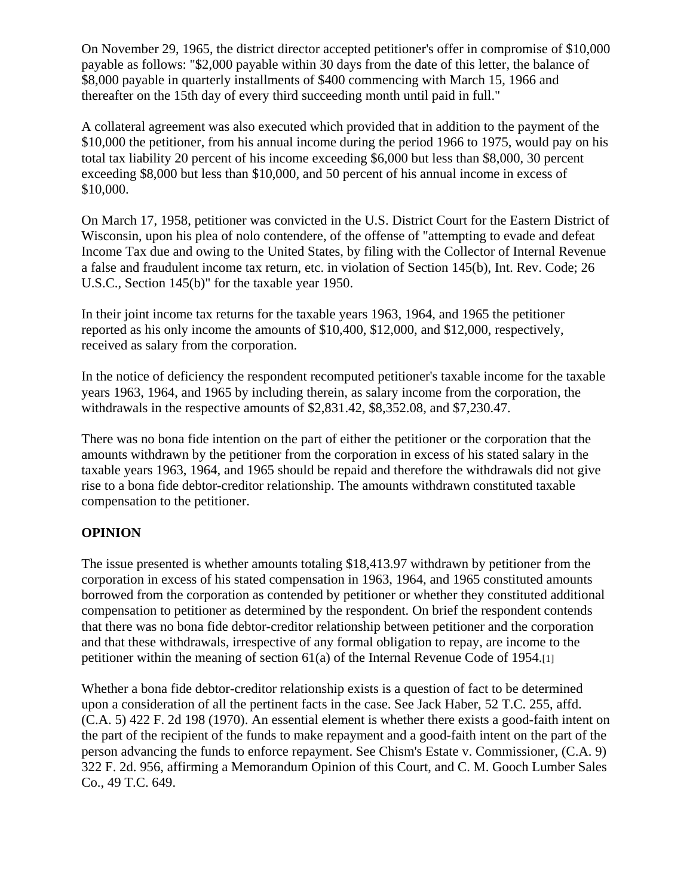On November 29, 1965, the district director accepted petitioner's offer in compromise of $10,000 payable as follows: "$2,000 payable within 30 days from the date of this letter, the balance of $8,000 payable in quarterly installments of $400 commencing with March 15, 1966 and thereafter on the 15th day of every third succeeding month until paid in full."

A collateral agreement was also executed which provided that in addition to the payment of the $10,000 the petitioner, from his annual income during the period 1966 to 1975, would pay on his total tax liability 20 percent of his income exceeding $6,000 but less than $8,000, 30 percent exceeding $8,000 but less than $10,000, and 50 percent of his annual income in excess of $10,000.

On March 17, 1958, petitioner was convicted in the U.S. District Court for the Eastern District of Wisconsin, upon his plea of nolo contendere, of the offense of "attempting to evade and defeat Income Tax due and owing to the United States, by filing with the Collector of Internal Revenue a false and fraudulent income tax return, etc. in violation of Section 145(b), Int. Rev. Code; 26 U.S.C., Section 145(b)" for the taxable year 1950.

In their joint income tax returns for the taxable years 1963, 1964, and 1965 the petitioner reported as his only income the amounts of $10,400, $12,000, and $12,000, respectively, received as salary from the corporation.

In the notice of deficiency the respondent recomputed petitioner's taxable income for the taxable years 1963, 1964, and 1965 by including therein, as salary income from the corporation, the withdrawals in the respective amounts of $2,831.42, $8,352.08, and $7,230.47.

There was no bona fide intention on the part of either the petitioner or the corporation that the amounts withdrawn by the petitioner from the corporation in excess of his stated salary in the taxable years 1963, 1964, and 1965 should be repaid and therefore the withdrawals did not give rise to a bona fide debtor-creditor relationship. The amounts withdrawn constituted taxable compensation to the petitioner.

## OPINION

The issue presented is whether amounts totaling $18,413.97 withdrawn by petitioner from the corporation in excess of his stated compensation in 1963, 1964, and 1965 constituted amounts borrowed from the corporation as contended by petitioner or whether they constituted additional compensation to petitioner as determined by the respondent. On brief the respondent contends that there was no bona fide debtor-creditor relationship between petitioner and the corporation and that these withdrawals, irrespective of any formal obligation to repay, are income to the petitioner within the meaning of section 61(a) of the Internal Revenue Code of 1954.[1]

Whether a bona fide debtor-creditor relationship exists is a question of fact to be determined upon a consideration of all the pertinent facts in the case. See Jack Haber, 52 T.C. 255, affd. (C.A. 5) 422 F. 2d 198 (1970). An essential element is whether there exists a good-faith intent on the part of the recipient of the funds to make repayment and a good-faith intent on the part of the person advancing the funds to enforce repayment. See Chism's Estate v. Commissioner, (C.A. 9) 322 F. 2d. 956, affirming a Memorandum Opinion of this Court, and C. M. Gooch Lumber Sales Co., 49 T.C. 649.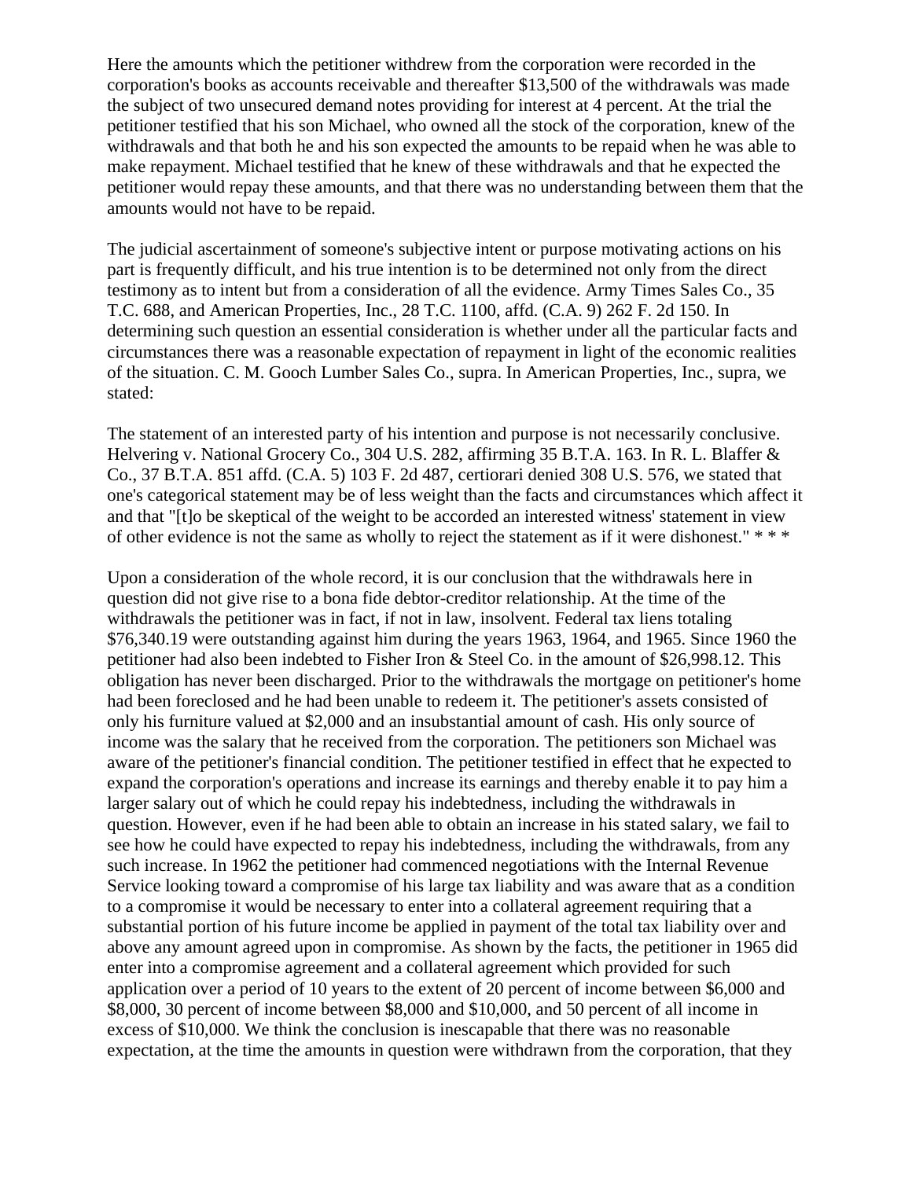Here the amounts which the petitioner withdrew from the corporation were recorded in the corporation's books as accounts receivable and thereafter $13,500 of the withdrawals was made the subject of two unsecured demand notes providing for interest at 4 percent. At the trial the petitioner testified that his son Michael, who owned all the stock of the corporation, knew of the withdrawals and that both he and his son expected the amounts to be repaid when he was able to make repayment. Michael testified that he knew of these withdrawals and that he expected the petitioner would repay these amounts, and that there was no understanding between them that the amounts would not have to be repaid.

The judicial ascertainment of someone's subjective intent or purpose motivating actions on his part is frequently difficult, and his true intention is to be determined not only from the direct testimony as to intent but from a consideration of all the evidence. Army Times Sales Co., 35 T.C. 688, and American Properties, Inc., 28 T.C. 1100, affd. (C.A. 9) 262 F. 2d 150. In determining such question an essential consideration is whether under all the particular facts and circumstances there was a reasonable expectation of repayment in light of the economic realities of the situation. C. M. Gooch Lumber Sales Co., supra. In American Properties, Inc., supra, we stated:

The statement of an interested party of his intention and purpose is not necessarily conclusive. Helvering v. National Grocery Co., 304 U.S. 282, affirming 35 B.T.A. 163. In R. L. Blaffer & Co., 37 B.T.A. 851 affd. (C.A. 5) 103 F. 2d 487, certiorari denied 308 U.S. 576, we stated that one's categorical statement may be of less weight than the facts and circumstances which affect it and that "[t]o be skeptical of the weight to be accorded an interested witness' statement in view of other evidence is not the same as wholly to reject the statement as if it were dishonest." * * *

Upon a consideration of the whole record, it is our conclusion that the withdrawals here in question did not give rise to a bona fide debtor-creditor relationship. At the time of the withdrawals the petitioner was in fact, if not in law, insolvent. Federal tax liens totaling $76,340.19 were outstanding against him during the years 1963, 1964, and 1965. Since 1960 the petitioner had also been indebted to Fisher Iron & Steel Co. in the amount of $26,998.12. This obligation has never been discharged. Prior to the withdrawals the mortgage on petitioner's home had been foreclosed and he had been unable to redeem it. The petitioner's assets consisted of only his furniture valued at $2,000 and an insubstantial amount of cash. His only source of income was the salary that he received from the corporation. The petitioners son Michael was aware of the petitioner's financial condition. The petitioner testified in effect that he expected to expand the corporation's operations and increase its earnings and thereby enable it to pay him a larger salary out of which he could repay his indebtedness, including the withdrawals in question. However, even if he had been able to obtain an increase in his stated salary, we fail to see how he could have expected to repay his indebtedness, including the withdrawals, from any such increase. In 1962 the petitioner had commenced negotiations with the Internal Revenue Service looking toward a compromise of his large tax liability and was aware that as a condition to a compromise it would be necessary to enter into a collateral agreement requiring that a substantial portion of his future income be applied in payment of the total tax liability over and above any amount agreed upon in compromise. As shown by the facts, the petitioner in 1965 did enter into a compromise agreement and a collateral agreement which provided for such application over a period of 10 years to the extent of 20 percent of income between $6,000 and $8,000, 30 percent of income between $8,000 and $10,000, and 50 percent of all income in excess of $10,000. We think the conclusion is inescapable that there was no reasonable expectation, at the time the amounts in question were withdrawn from the corporation, that they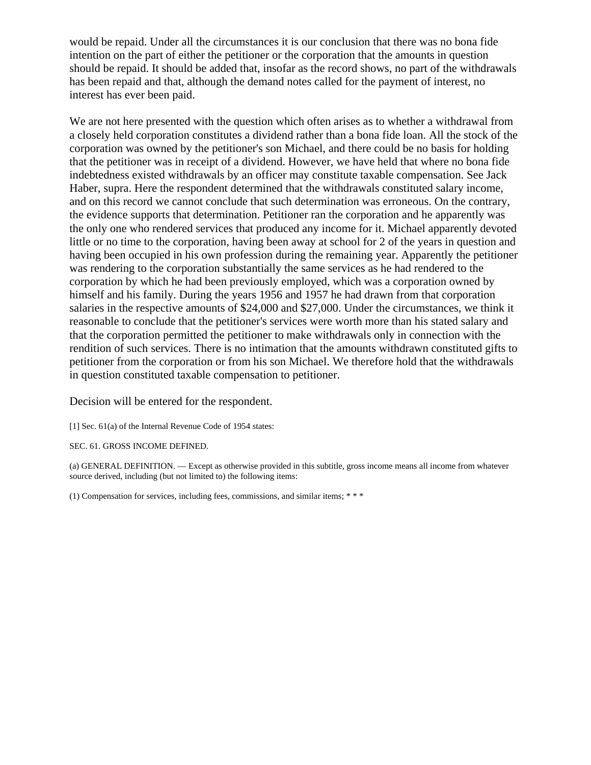would be repaid. Under all the circumstances it is our conclusion that there was no bona fide intention on the part of either the petitioner or the corporation that the amounts in question should be repaid. It should be added that, insofar as the record shows, no part of the withdrawals has been repaid and that, although the demand notes called for the payment of interest, no interest has ever been paid.

We are not here presented with the question which often arises as to whether a withdrawal from a closely held corporation constitutes a dividend rather than a bona fide loan. All the stock of the corporation was owned by the petitioner's son Michael, and there could be no basis for holding that the petitioner was in receipt of a dividend. However, we have held that where no bona fide indebtedness existed withdrawals by an officer may constitute taxable compensation. See Jack Haber, supra. Here the respondent determined that the withdrawals constituted salary income, and on this record we cannot conclude that such determination was erroneous. On the contrary, the evidence supports that determination. Petitioner ran the corporation and he apparently was the only one who rendered services that produced any income for it. Michael apparently devoted little or no time to the corporation, having been away at school for 2 of the years in question and having been occupied in his own profession during the remaining year. Apparently the petitioner was rendering to the corporation substantially the same services as he had rendered to the corporation by which he had been previously employed, which was a corporation owned by himself and his family. During the years 1956 and 1957 he had drawn from that corporation salaries in the respective amounts of $24,000 and $27,000. Under the circumstances, we think it reasonable to conclude that the petitioner's services were worth more than his stated salary and that the corporation permitted the petitioner to make withdrawals only in connection with the rendition of such services. There is no intimation that the amounts withdrawn constituted gifts to petitioner from the corporation or from his son Michael. We therefore hold that the withdrawals in question constituted taxable compensation to petitioner.

Decision will be entered for the respondent.

[1] Sec. 61(a) of the Internal Revenue Code of 1954 states:

SEC. 61. GROSS INCOME DEFINED.

(a) GENERAL DEFINITION. — Except as otherwise provided in this subtitle, gross income means all income from whatever source derived, including (but not limited to) the following items:

(1) Compensation for services, including fees, commissions, and similar items; * * *